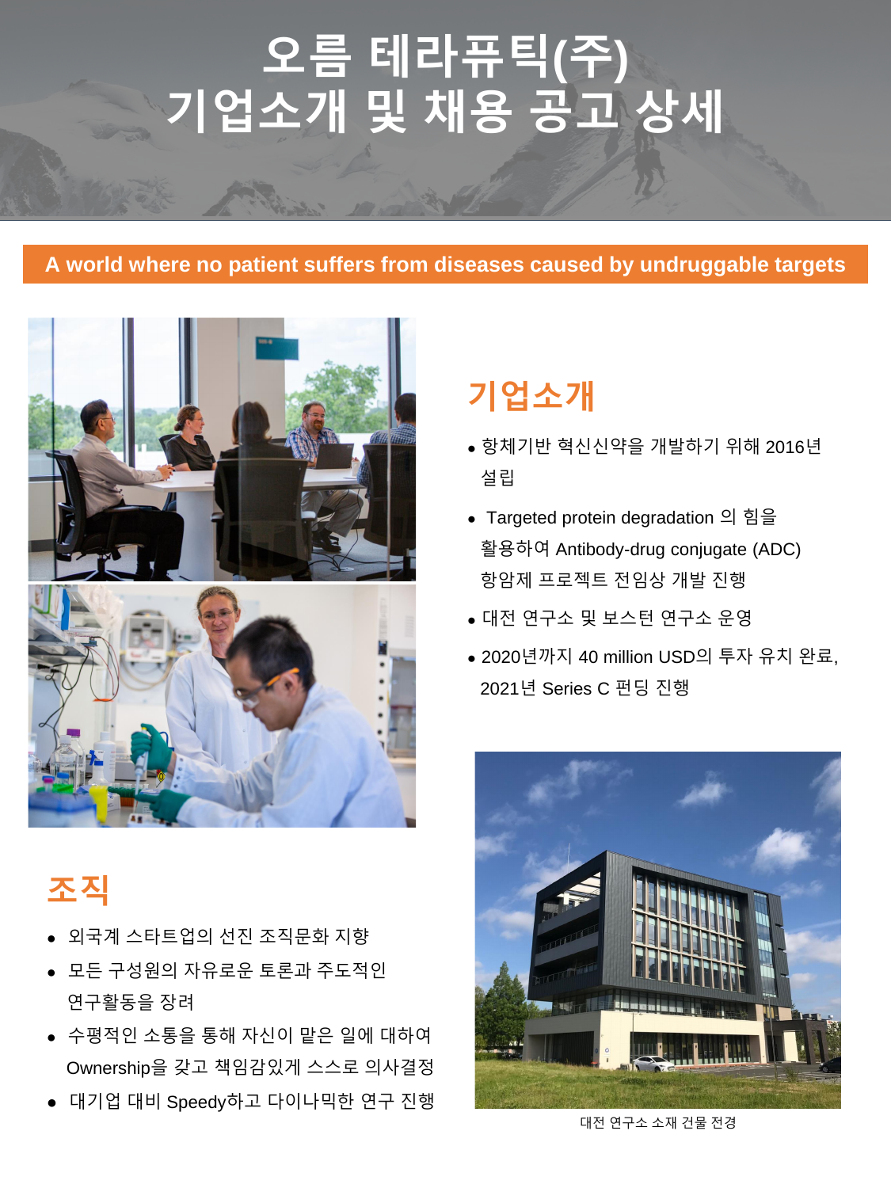# 오름 테라퓨틱(주)
# 기업소개 및 채용 공고 상세

**A world where no patient suffers from diseases caused by undruggable targets**

## 기업소개

- 항체기반 혁신신약을 개발하기 위해 2016년 설립
- Targeted protein degradation 의 힘을 활용하여 Antibody-drug conjugate (ADC) 항암제 프로젝트 전임상 개발 진행
- 대전 연구소 및 보스턴 연구소 운영
- 2020년까지 40 million USD의 투자 유치 완료, 2021년 Series C 펀딩 진행

## 조직

- 외국계 스타트업의 선진 조직문화 지향
- 모든 구성원의 자유로운 토론과 주도적인 연구활동을 장려
- 수평적인 소통을 통해 자신이 맡은 일에 대하여 Ownership을 갖고 책임감있게 스스로 의사결정
- 대기업 대비 Speedy하고 다이나믹한 연구 진행

대전 연구소 소재 건물 전경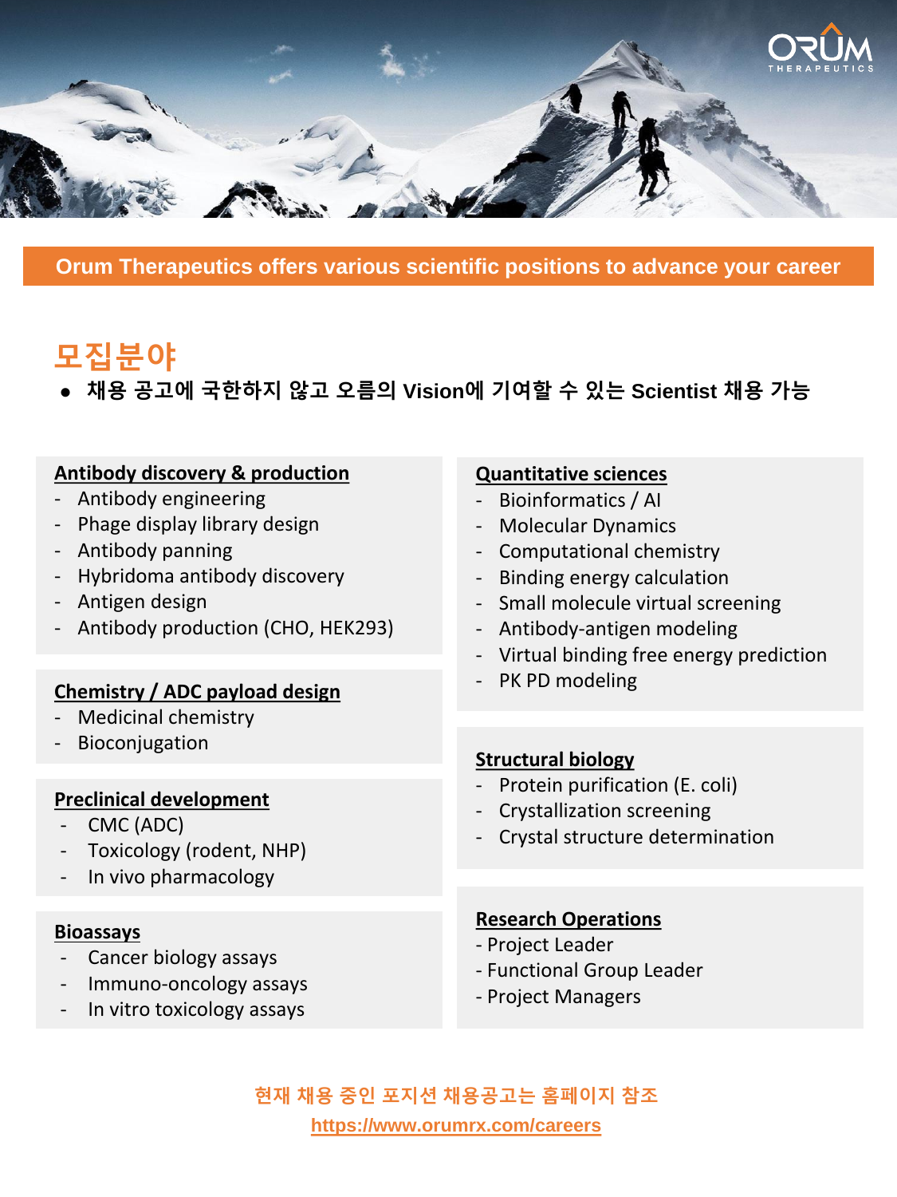ORUM THERAPEUTICS

**Orum Therapeutics offers various scientific positions to advance your career**

# 모집분야

- **채용 공고에 국한하지 않고 오름의 Vision에 기여할 수 있는 Scientist 채용 가능**

### Antibody discovery & production

- Antibody engineering
- Phage display library design
- Antibody panning
- Hybridoma antibody discovery
- Antigen design
- Antibody production (CHO, HEK293)

### Chemistry / ADC payload design

- Medicinal chemistry
- Bioconjugation

### Preclinical development

- CMC (ADC)
- Toxicology (rodent, NHP)
- In vivo pharmacology

### Bioassays

- Cancer biology assays
- Immuno-oncology assays
- In vitro toxicology assays

### Quantitative sciences

- Bioinformatics / AI
- Molecular Dynamics
- Computational chemistry
- Binding energy calculation
- Small molecule virtual screening
- Antibody-antigen modeling
- Virtual binding free energy prediction
- PK PD modeling

### Structural biology

- Protein purification (E. coli)
- Crystallization screening
- Crystal structure determination

### Research Operations

- Project Leader
- Functional Group Leader
- Project Managers

**현재 채용 중인 포지션 채용공고는 홈페이지 참조**

**https://www.orumrx.com/careers**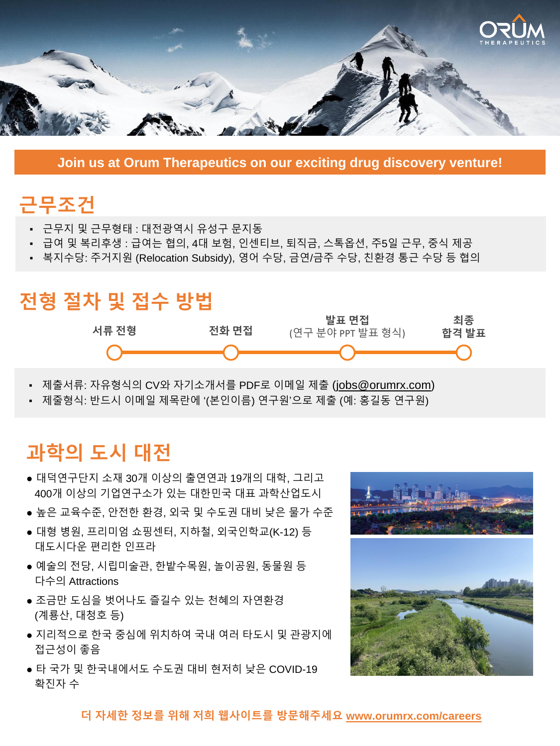ORUM THERAPEUTICS

**Join us at Orum Therapeutics on our exciting drug discovery venture!**

## 근무조건

- 근무지 및 근무형태 : 대전광역시 유성구 문지동
- 급여 및 복리후생 : 급여는 협의, 4대 보험, 인센티브, 퇴직금, 스톡옵션, 주5일 근무, 중식 제공
- 복지수당: 주거지원 (Relocation Subsidy), 영어 수당, 금연/금주 수당, 친환경 통근 수당 등 협의

## 전형 절차 및 접수 방법

서류 전형 → 전화 면접 → 발표 면접 (연구 분야 PPT 발표 형식) → 최종 합격 발표

- 제출서류: 자유형식의 CV와 자기소개서를 PDF로 이메일 제출 (jobs@orumrx.com)
- 제출형식: 반드시 이메일 제목란에 '(본인이름) 연구원'으로 제출 (예: 홍길동 연구원)

## 과학의 도시 대전

- 대덕연구단지 소재 30개 이상의 출연연과 19개의 대학, 그리고 400개 이상의 기업연구소가 있는 대한민국 대표 과학산업도시
- 높은 교육수준, 안전한 환경, 외국 및 수도권 대비 낮은 물가 수준
- 대형 병원, 프리미엄 쇼핑센터, 지하철, 외국인학교(K-12) 등 대도시다운 편리한 인프라
- 예술의 전당, 시립미술관, 한밭수목원, 놀이공원, 동물원 등 다수의 Attractions
- 조금만 도심을 벗어나도 즐길수 있는 천혜의 자연환경 (계룡산, 대청호 등)
- 지리적으로 한국 중심에 위치하여 국내 여러 타도시 및 관광지에 접근성이 좋음
- 타 국가 및 한국내에서도 수도권 대비 현저히 낮은 COVID-19 확진자 수

**더 자세한 정보를 위해 저희 웹사이트를 방문해주세요 www.orumrx.com/careers**